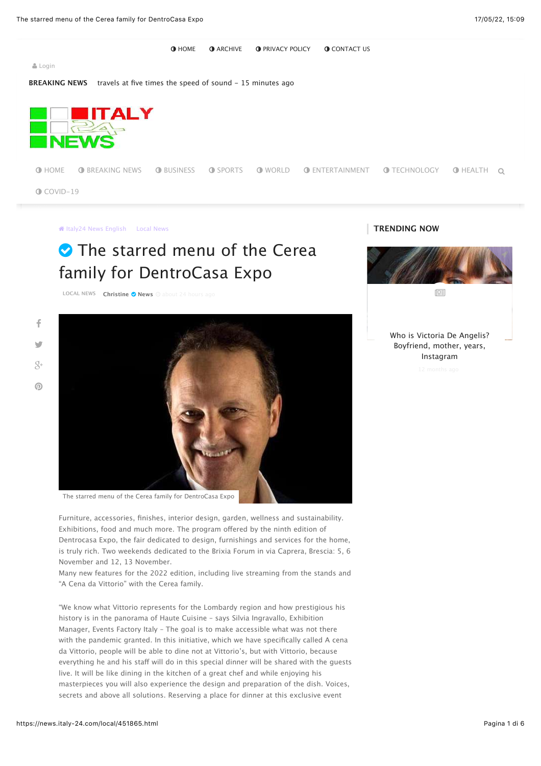HOME ARCHIVE PRIVACY POLICY CONTACT US

Login

**BREAKING NEWS** travels at five times the speed of sound – 15 minutes ago

ITALY 24 NEWS

HOME BREAKING NEWS BUSINESS SPORTS WORLD ENTERTAINMENT TECHNOLOGY HEALTH COVID-19

Italy24 News English Local News

# The starred menu of the Cerea family for DentroCasa Expo

LOCAL NEWS **Christine News** about 24 hours ago

The starred menu of the Cerea family for DentroCasa Expo

Furniture, accessories, finishes, interior design, garden, wellness and sustainability. Exhibitions, food and much more. The program offered by the ninth edition of Dentrocasa Expo, the fair dedicated to design, furnishings and services for the home, is truly rich. Two weekends dedicated to the Brixia Forum in via Caprera, Brescia: 5, 6 November and 12, 13 November.
Many new features for the 2022 edition, including live streaming from the stands and "A Cena da Vittorio" with the Cerea family.

"We know what Vittorio represents for the Lombardy region and how prestigious his history is in the panorama of Haute Cuisine – says Silvia Ingravallo, Exhibition Manager, Events Factory Italy – The goal is to make accessible what was not there with the pandemic granted. In this initiative, which we have specifically called A cena da Vittorio, people will be able to dine not at Vittorio's, but with Vittorio, because everything he and his staff will do in this special dinner will be shared with the guests live. It will be like dining in the kitchen of a great chef and while enjoying his masterpieces you will also experience the design and preparation of the dish. Voices, secrets and above all solutions. Reserving a place for dinner at this exclusive event

## TRENDING NOW

Who is Victoria De Angelis? Boyfriend, mother, years, Instagram

12 months ago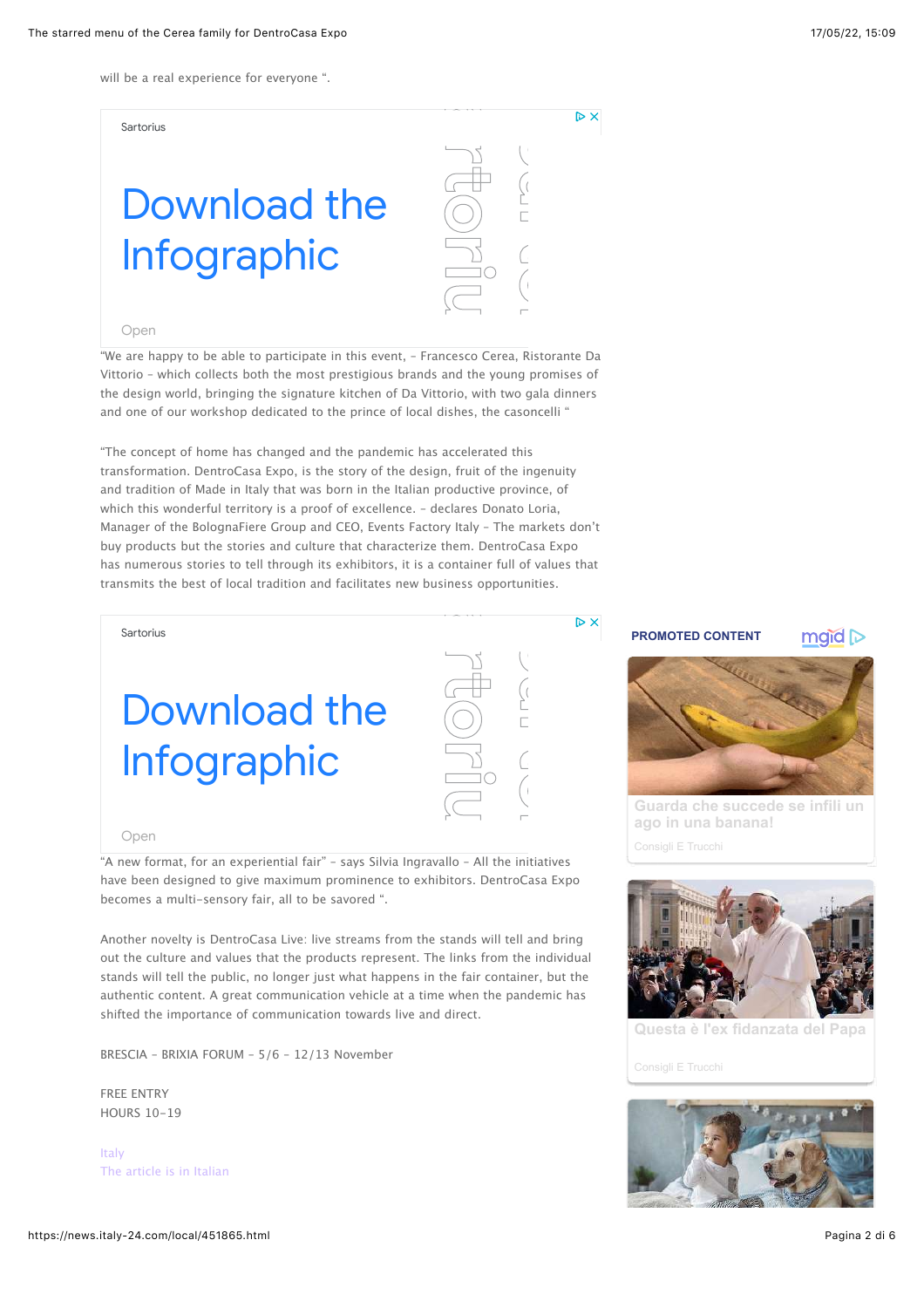will be a real experience for everyone ".

"We are happy to be able to participate in this event, – Francesco Cerea, Ristorante Da Vittorio – which collects both the most prestigious brands and the young promises of the design world, bringing the signature kitchen of Da Vittorio, with two gala dinners and one of our workshop dedicated to the prince of local dishes, the casoncelli "

"The concept of home has changed and the pandemic has accelerated this transformation. DentroCasa Expo, is the story of the design, fruit of the ingenuity and tradition of Made in Italy that was born in the Italian productive province, of which this wonderful territory is a proof of excellence. – declares Donato Loria, Manager of the BolognaFiere Group and CEO, Events Factory Italy – The markets don't buy products but the stories and culture that characterize them. DentroCasa Expo has numerous stories to tell through its exhibitors, it is a container full of values that transmits the best of local tradition and facilitates new business opportunities.

"A new format, for an experiential fair" – says Silvia Ingravallo – All the initiatives have been designed to give maximum prominence to exhibitors. DentroCasa Expo becomes a multi-sensory fair, all to be savored ".

Another novelty is DentroCasa Live: live streams from the stands will tell and bring out the culture and values that the products represent. The links from the individual stands will tell the public, no longer just what happens in the fair container, but the authentic content. A great communication vehicle at a time when the pandemic has shifted the importance of communication towards live and direct.

BRESCIA – BRIXIA FORUM – 5/6 – 12/13 November

FREE ENTRY
HOURS 10-19

Italy
The article is in Italian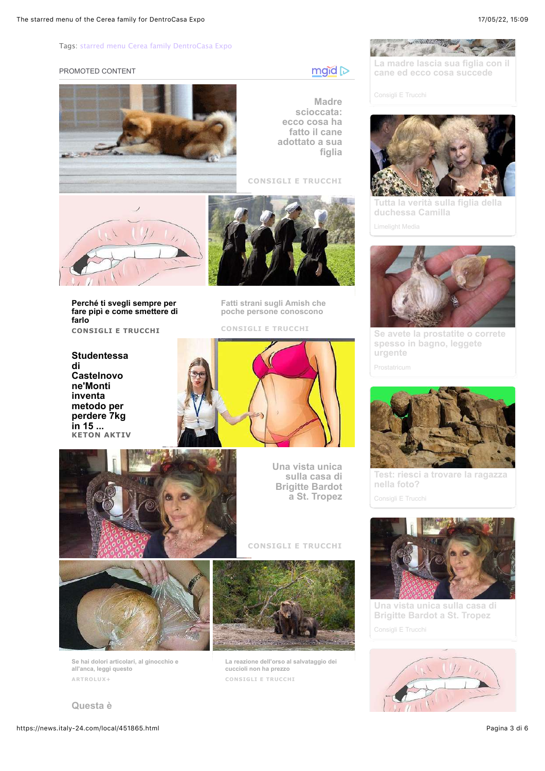Tags: starred menu Cerea family DentroCasa Expo

PROMOTED CONTENT

Madre scioccata: ecco cosa ha fatto il cane adottato a sua figlia

CONSIGLI E TRUCCHI

**Perché ti svegli sempre per fare pipì e come smettere di farlo**

CONSIGLI E TRUCCHI

Fatti strani sugli Amish che poche persone conoscono

CONSIGLI E TRUCCHI

**Studentessa di Castelnovo ne'Monti inventa metodo per perdere 7kg in 15 ...**

KETON AKTIV

Una vista unica sulla casa di Brigitte Bardot a St. Tropez

CONSIGLI E TRUCCHI

Se hai dolori articolari, al ginocchio e all'anca, leggi questo

ARTROLUX+

La reazione dell'orso al salvataggio dei cuccioli non ha prezzo

CONSIGLI E TRUCCHI

Questa è

La madre lascia sua figlia con il cane ed ecco cosa succede

Consigli E Trucchi

Tutta la verità sulla figlia della duchessa Camilla

Limelight Media

Se avete la prostatite o correte spesso in bagno, leggete urgente

Prostatricum

Test: riesci a trovare la ragazza nella foto?

Consigli E Trucchi

Una vista unica sulla casa di Brigitte Bardot a St. Tropez

Consigli E Trucchi